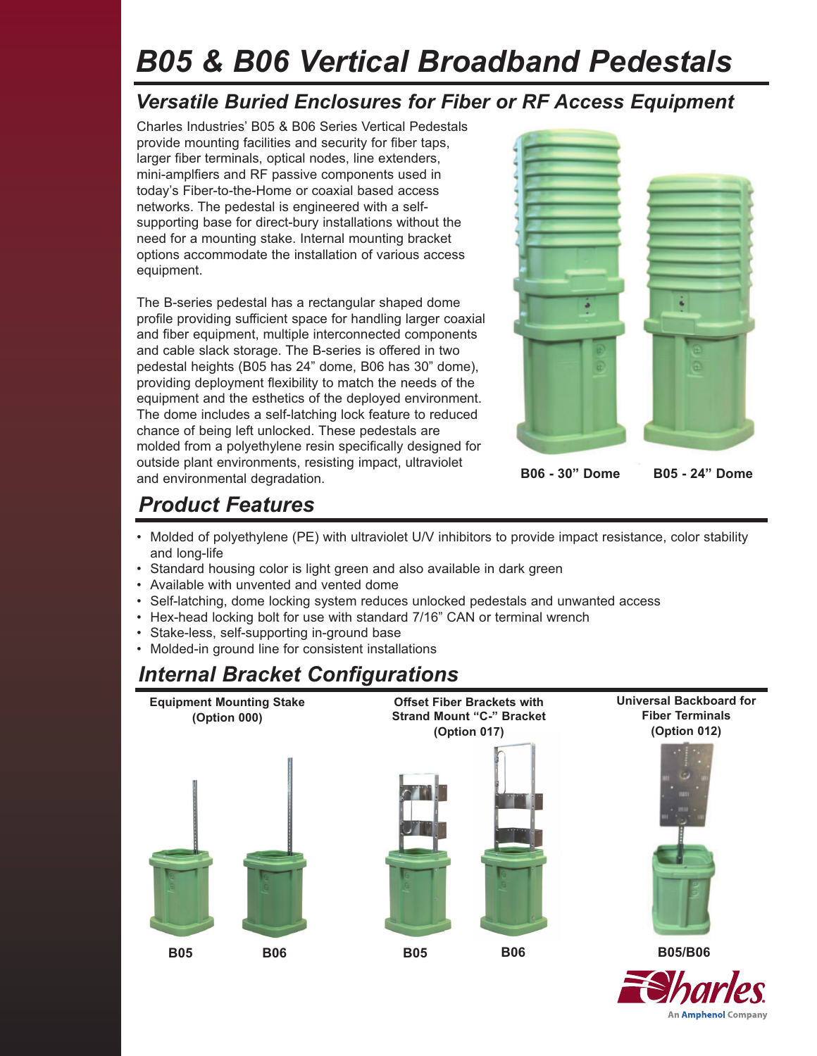# B05 & B06 Vertical Broadband Pedestals

## Versatile Buried Enclosures for Fiber or RF Access Equipment

Charles Industries' B05 & B06 Series Vertical Pedestals provide mounting facilities and security for fiber taps, larger fiber terminals, optical nodes, line extenders, mini-amplfiers and RF passive components used in today's Fiber-to-the-Home or coaxial based access networks. The pedestal is engineered with a self-supporting base for direct-bury installations without the need for a mounting stake. Internal mounting bracket options accommodate the installation of various access equipment.

The B-series pedestal has a rectangular shaped dome profile providing sufficient space for handling larger coaxial and fiber equipment, multiple interconnected components and cable slack storage. The B-series is offered in two pedestal heights (B05 has 24" dome, B06 has 30" dome), providing deployment flexibility to match the needs of the equipment and the esthetics of the deployed environment. The dome includes a self-latching lock feature to reduced chance of being left unlocked. These pedestals are molded from a polyethylene resin specifically designed for outside plant environments, resisting impact, ultraviolet and environmental degradation.

**B06 - 30" Dome** **B05 - 24" Dome**

## Product Features

- Molded of polyethylene (PE) with ultraviolet U/V inhibitors to provide impact resistance, color stability and long-life
- Standard housing color is light green and also available in dark green
- Available with unvented and vented dome
- Self-latching, dome locking system reduces unlocked pedestals and unwanted access
- Hex-head locking bolt for use with standard 7/16" CAN or terminal wrench
- Stake-less, self-supporting in-ground base
- Molded-in ground line for consistent installations

## Internal Bracket Configurations

**Equipment Mounting Stake (Option 000)**

**B05** **B06**

**Offset Fiber Brackets with Strand Mount "C-" Bracket (Option 017)**

**B05** **B06**

**Universal Backboard for Fiber Terminals (Option 012)**

**B05/B06**

Charles — An Amphenol Company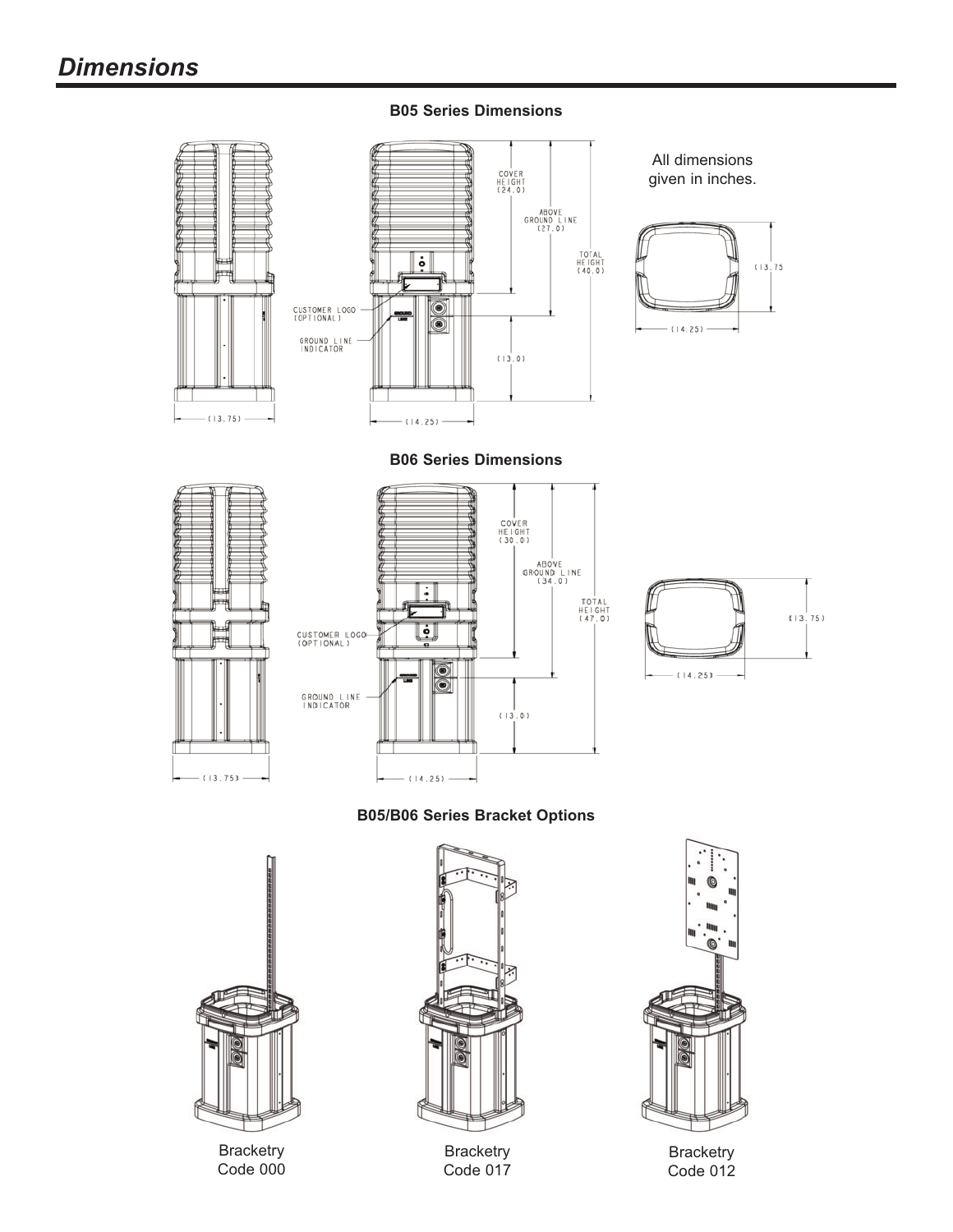# Dimensions

### B05 Series Dimensions

All dimensions given in inches.

CUSTOMER LOGO (OPTIONAL)

GROUND LINE INDICATOR

COVER HEIGHT (24.0)

ABOVE GROUND LINE (27.0)

TOTAL HEIGHT (40.0)

(13.0)

(13.75)

(14.25)

### B06 Series Dimensions

CUSTOMER LOGO (OPTIONAL)

GROUND LINE INDICATOR

COVER HEIGHT (30.0)

ABOVE GROUND LINE (34.0)

TOTAL HEIGHT (47.0)

(13.0)

(13.75)

(14.25)

### B05/B06 Series Bracket Options

Bracketry Code 000

Bracketry Code 017

Bracketry Code 012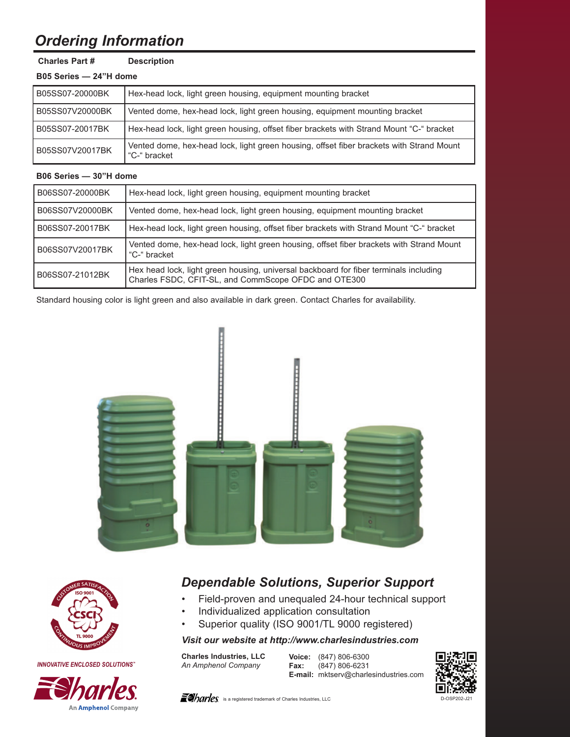## Ordering Information

| Charles Part # | Description |
|---|---|
| **B05 Series — 24"H dome** | |
| B05SS07-20000BK | Hex-head lock, light green housing, equipment mounting bracket |
| B05SS07V20000BK | Vented dome, hex-head lock, light green housing, equipment mounting bracket |
| B05SS07-20017BK | Hex-head lock, light green housing, offset fiber brackets with Strand Mount "C-" bracket |
| B05SS07V20017BK | Vented dome, hex-head lock, light green housing, offset fiber brackets with Strand Mount "C-" bracket |
| **B06 Series — 30"H dome** | |
| B06SS07-20000BK | Hex-head lock, light green housing, equipment mounting bracket |
| B06SS07V20000BK | Vented dome, hex-head lock, light green housing, equipment mounting bracket |
| B06SS07-20017BK | Hex-head lock, light green housing, offset fiber brackets with Strand Mount "C-" bracket |
| B06SS07V20017BK | Vented dome, hex-head lock, light green housing, offset fiber brackets with Strand Mount "C-" bracket |
| B06SS07-21012BK | Hex head lock, light green housing, universal backboard for fiber terminals including Charles FSDC, CFIT-SL, and CommScope OFDC and OTE300 |

Standard housing color is light green and also available in dark green. Contact Charles for availability.

## *Dependable Solutions, Superior Support*

- Field-proven and unequaled 24-hour technical support
- Individualized application consultation
- Superior quality (ISO 9001/TL 9000 registered)

***Visit our website at http://www.charlesindustries.com***

*INNOVATIVE ENCLOSED SOLUTIONS*℠

**Charles Industries, LLC**
*An Amphenol Company*

**Voice:** (847) 806-6300
**Fax:** (847) 806-6231
**E-mail:** mktserv@charlesindustries.com

Charles is a registered trademark of Charles Industries, LLC

D-OSP202-J21